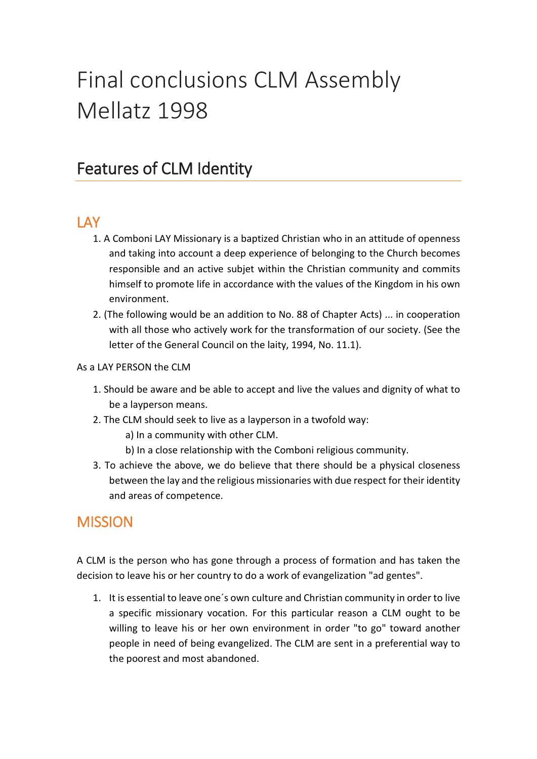# Final conclusions CLM Assembly Mellatz 1998

## Features of CLM Identity

### LAY

1. A Comboni LAY Missionary is a baptized Christian who in an attitude of openness and taking into account a deep experience of belonging to the Church becomes responsible and an active subjet within the Christian community and commits himself to promote life in accordance with the values of the Kingdom in his own environment.
2. (The following would be an addition to No. 88 of Chapter Acts) ... in cooperation with all those who actively work for the transformation of our society. (See the letter of the General Council on the laity, 1994, No. 11.1).

As a LAY PERSON the CLM

1. Should be aware and be able to accept and live the values and dignity of what to be a layperson means.
2. The CLM should seek to live as a layperson in a twofold way:
   a) In a community with other CLM.
   b) In a close relationship with the Comboni religious community.
3. To achieve the above, we do believe that there should be a physical closeness between the lay and the religious missionaries with due respect for their identity and areas of competence.

### MISSION

A CLM is the person who has gone through a process of formation and has taken the decision to leave his or her country to do a work of evangelization "ad gentes".

1. It is essential to leave one´s own culture and Christian community in order to live a specific missionary vocation. For this particular reason a CLM ought to be willing to leave his or her own environment in order "to go" toward another people in need of being evangelized. The CLM are sent in a preferential way to the poorest and most abandoned.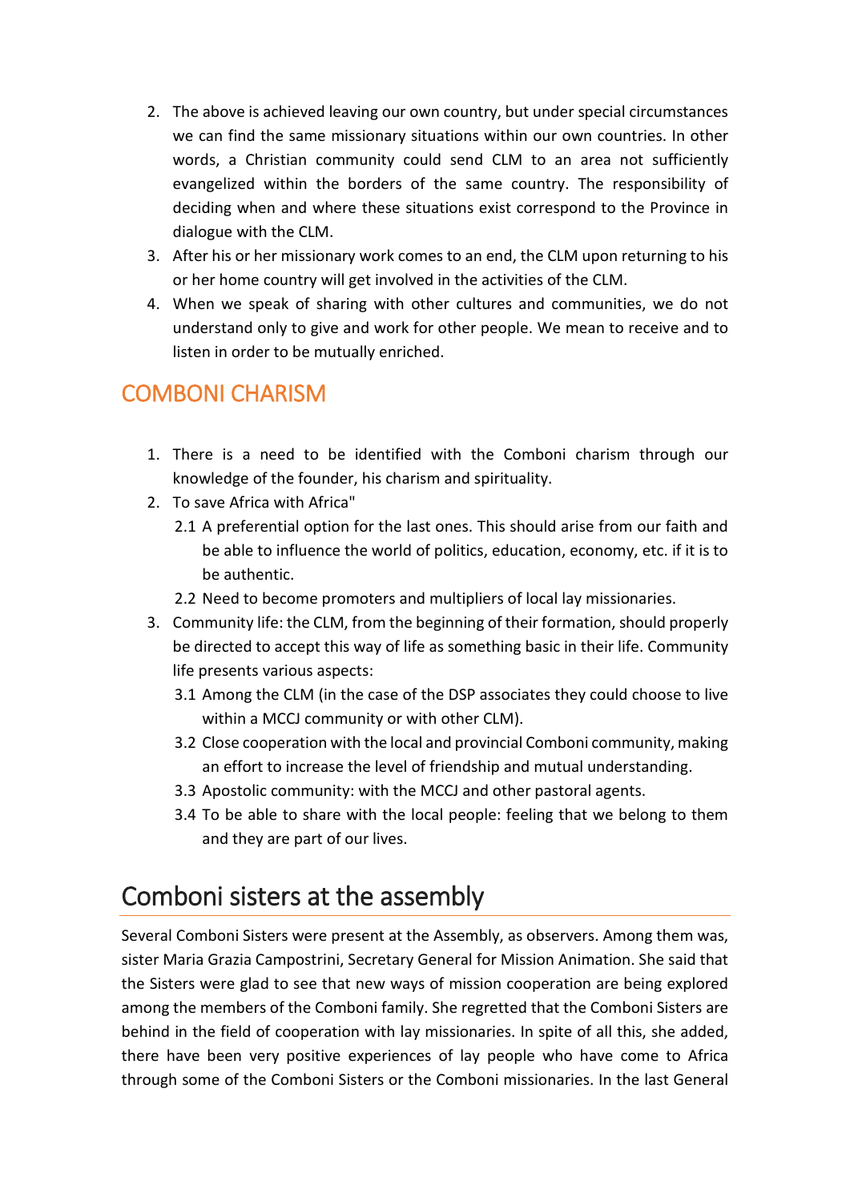2. The above is achieved leaving our own country, but under special circumstances we can find the same missionary situations within our own countries. In other words, a Christian community could send CLM to an area not sufficiently evangelized within the borders of the same country. The responsibility of deciding when and where these situations exist correspond to the Province in dialogue with the CLM.
3. After his or her missionary work comes to an end, the CLM upon returning to his or her home country will get involved in the activities of the CLM.
4. When we speak of sharing with other cultures and communities, we do not understand only to give and work for other people. We mean to receive and to listen in order to be mutually enriched.

## COMBONI CHARISM

1. There is a need to be identified with the Comboni charism through our knowledge of the founder, his charism and spirituality.
2. To save Africa with Africa"
   - 2.1 A preferential option for the last ones. This should arise from our faith and be able to influence the world of politics, education, economy, etc. if it is to be authentic.
   - 2.2 Need to become promoters and multipliers of local lay missionaries.
3. Community life: the CLM, from the beginning of their formation, should properly be directed to accept this way of life as something basic in their life. Community life presents various aspects:
   - 3.1 Among the CLM (in the case of the DSP associates they could choose to live within a MCCJ community or with other CLM).
   - 3.2 Close cooperation with the local and provincial Comboni community, making an effort to increase the level of friendship and mutual understanding.
   - 3.3 Apostolic community: with the MCCJ and other pastoral agents.
   - 3.4 To be able to share with the local people: feeling that we belong to them and they are part of our lives.

# Comboni sisters at the assembly

Several Comboni Sisters were present at the Assembly, as observers. Among them was, sister Maria Grazia Campostrini, Secretary General for Mission Animation. She said that the Sisters were glad to see that new ways of mission cooperation are being explored among the members of the Comboni family. She regretted that the Comboni Sisters are behind in the field of cooperation with lay missionaries. In spite of all this, she added, there have been very positive experiences of lay people who have come to Africa through some of the Comboni Sisters or the Comboni missionaries. In the last General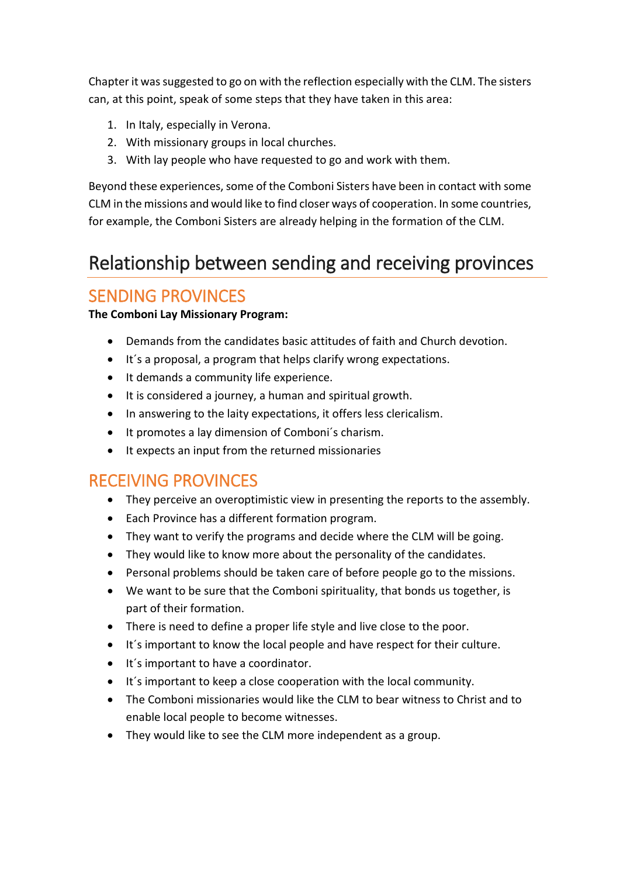Chapter it was suggested to go on with the reflection especially with the CLM. The sisters can, at this point, speak of some steps that they have taken in this area:

1. In Italy, especially in Verona.
2. With missionary groups in local churches.
3. With lay people who have requested to go and work with them.

Beyond these experiences, some of the Comboni Sisters have been in contact with some CLM in the missions and would like to find closer ways of cooperation. In some countries, for example, the Comboni Sisters are already helping in the formation of the CLM.

# Relationship between sending and receiving provinces

## SENDING PROVINCES

**The Comboni Lay Missionary Program:**

- Demands from the candidates basic attitudes of faith and Church devotion.
- It´s a proposal, a program that helps clarify wrong expectations.
- It demands a community life experience.
- It is considered a journey, a human and spiritual growth.
- In answering to the laity expectations, it offers less clericalism.
- It promotes a lay dimension of Comboni´s charism.
- It expects an input from the returned missionaries

## RECEIVING PROVINCES

- They perceive an overoptimistic view in presenting the reports to the assembly.
- Each Province has a different formation program.
- They want to verify the programs and decide where the CLM will be going.
- They would like to know more about the personality of the candidates.
- Personal problems should be taken care of before people go to the missions.
- We want to be sure that the Comboni spirituality, that bonds us together, is part of their formation.
- There is need to define a proper life style and live close to the poor.
- It´s important to know the local people and have respect for their culture.
- It´s important to have a coordinator.
- It´s important to keep a close cooperation with the local community.
- The Comboni missionaries would like the CLM to bear witness to Christ and to enable local people to become witnesses.
- They would like to see the CLM more independent as a group.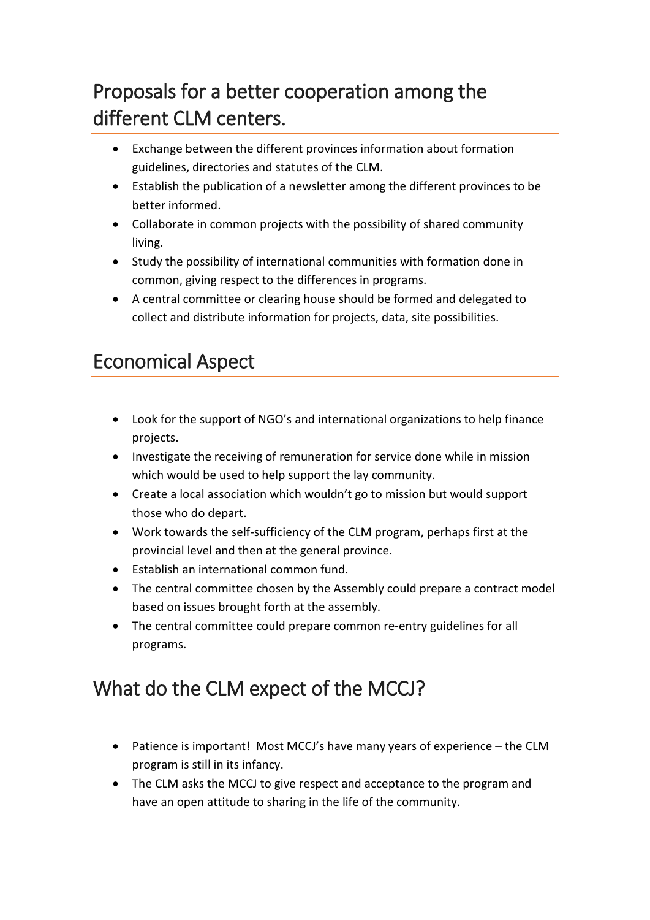## Proposals for a better cooperation among the different CLM centers.

- Exchange between the different provinces information about formation guidelines, directories and statutes of the CLM.
- Establish the publication of a newsletter among the different provinces to be better informed.
- Collaborate in common projects with the possibility of shared community living.
- Study the possibility of international communities with formation done in common, giving respect to the differences in programs.
- A central committee or clearing house should be formed and delegated to collect and distribute information for projects, data, site possibilities.

## Economical Aspect

- Look for the support of NGO's and international organizations to help finance projects.
- Investigate the receiving of remuneration for service done while in mission which would be used to help support the lay community.
- Create a local association which wouldn't go to mission but would support those who do depart.
- Work towards the self-sufficiency of the CLM program, perhaps first at the provincial level and then at the general province.
- Establish an international common fund.
- The central committee chosen by the Assembly could prepare a contract model based on issues brought forth at the assembly.
- The central committee could prepare common re-entry guidelines for all programs.

## What do the CLM expect of the MCCJ?

- Patience is important! Most MCCJ's have many years of experience – the CLM program is still in its infancy.
- The CLM asks the MCCJ to give respect and acceptance to the program and have an open attitude to sharing in the life of the community.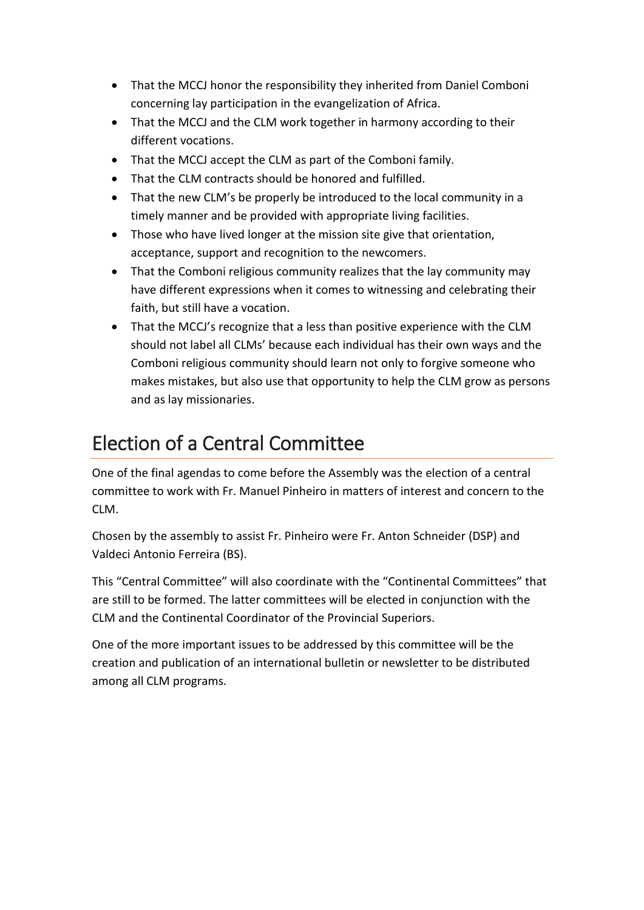- That the MCCJ honor the responsibility they inherited from Daniel Comboni concerning lay participation in the evangelization of Africa.
- That the MCCJ and the CLM work together in harmony according to their different vocations.
- That the MCCJ accept the CLM as part of the Comboni family.
- That the CLM contracts should be honored and fulfilled.
- That the new CLM's be properly be introduced to the local community in a timely manner and be provided with appropriate living facilities.
- Those who have lived longer at the mission site give that orientation, acceptance, support and recognition to the newcomers.
- That the Comboni religious community realizes that the lay community may have different expressions when it comes to witnessing and celebrating their faith, but still have a vocation.
- That the MCCJ's recognize that a less than positive experience with the CLM should not label all CLMs' because each individual has their own ways and the Comboni religious community should learn not only to forgive someone who makes mistakes, but also use that opportunity to help the CLM grow as persons and as lay missionaries.

## Election of a Central Committee

One of the final agendas to come before the Assembly was the election of a central committee to work with Fr. Manuel Pinheiro in matters of interest and concern to the CLM.

Chosen by the assembly to assist Fr. Pinheiro were Fr. Anton Schneider (DSP) and Valdeci Antonio Ferreira (BS).

This "Central Committee" will also coordinate with the "Continental Committees" that are still to be formed. The latter committees will be elected in conjunction with the CLM and the Continental Coordinator of the Provincial Superiors.

One of the more important issues to be addressed by this committee will be the creation and publication of an international bulletin or newsletter to be distributed among all CLM programs.